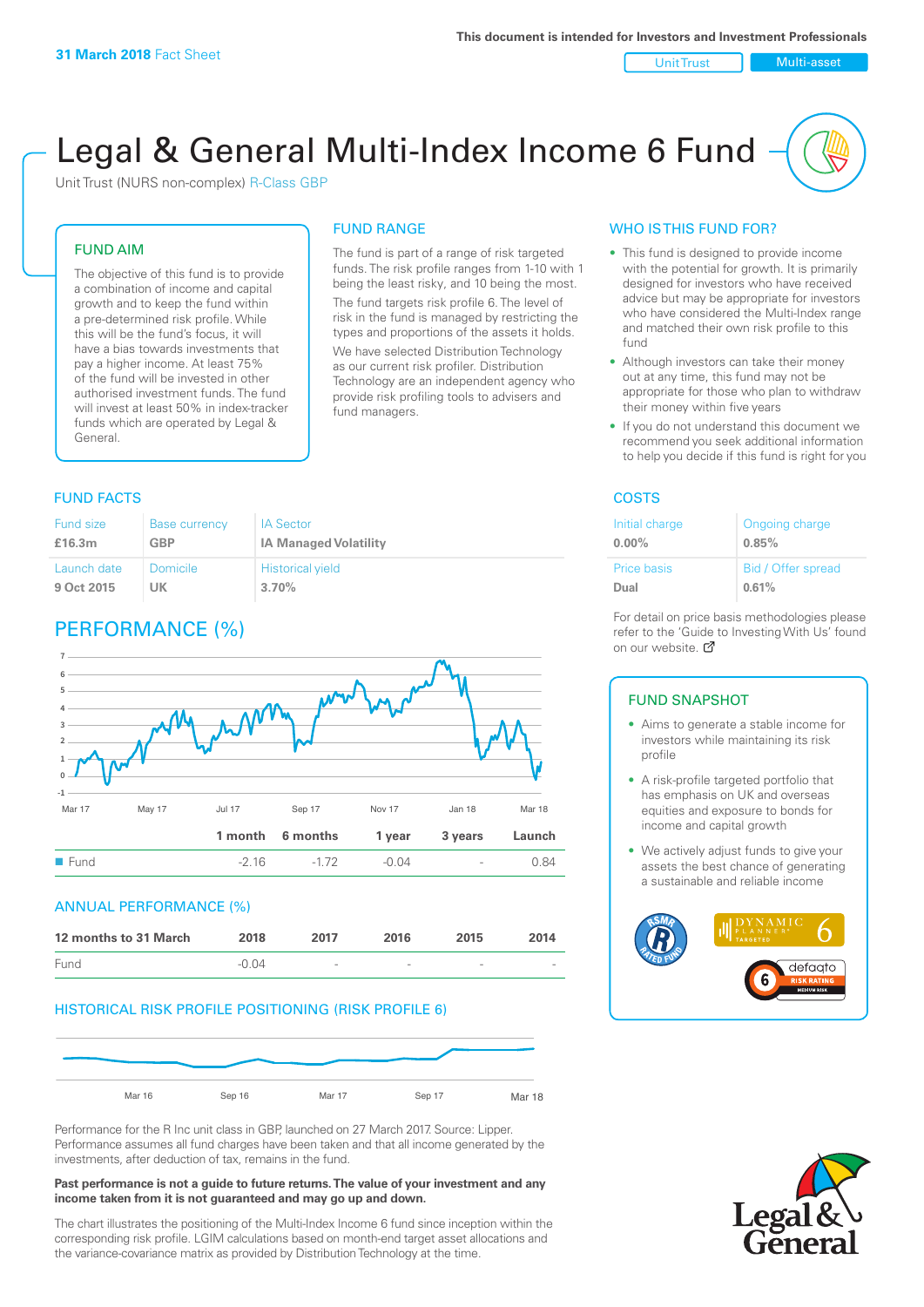**31 March 2018** Fact Sheet

This document is intended for Investors and Investment Professionals

Unit Trust | Multi-asset

# Legal & General Multi-Index Income 6 Fund

Unit Trust (NURS non-complex) R-Class GBP

## FUND AIM

The objective of this fund is to provide a combination of income and capital growth and to keep the fund within a pre-determined risk profile. While this will be the fund's focus, it will have a bias towards investments that pay a higher income. At least 75% of the fund will be invested in other authorised investment funds. The fund will invest at least 50% in index-tracker funds which are operated by Legal & General.

## FUND RANGE

The fund is part of a range of risk targeted funds. The risk profile ranges from 1-10 with 1 being the least risky, and 10 being the most.

The fund targets risk profile 6. The level of risk in the fund is managed by restricting the types and proportions of the assets it holds.

We have selected Distribution Technology as our current risk profiler. Distribution Technology are an independent agency who provide risk profiling tools to advisers and fund managers.

## WHO IS THIS FUND FOR?

- This fund is designed to provide income with the potential for growth. It is primarily designed for investors who have received advice but may be appropriate for investors who have considered the Multi-Index range and matched their own risk profile to this fund
- Although investors can take their money out at any time, this fund may not be appropriate for those who plan to withdraw their money within five years
- If you do not understand this document we recommend you seek additional information to help you decide if this fund is right for you

## FUND FACTS

| Fund size | Base currency | IA Sector |
|---|---|---|
| **£16.3m** | **GBP** | **IA Managed Volatility** |
| Launch date | Domicile | Historical yield |
| **9 Oct 2015** | **UK** | **3.70%** |

## COSTS

| Initial charge | Ongoing charge |
|---|---|
| **0.00%** | **0.85%** |
| Price basis | Bid / Offer spread |
| **Dual** | **0.61%** |

For detail on price basis methodologies please refer to the 'Guide to Investing With Us' found on our website.

## PERFORMANCE (%)

| | 1 month | 6 months | 1 year | 3 years | Launch |
|---|---|---|---|---|---|
| Fund | -2.16 | -1.72 | -0.04 | - | 0.84 |

## ANNUAL PERFORMANCE (%)

| 12 months to 31 March | 2018 | 2017 | 2016 | 2015 | 2014 |
|---|---|---|---|---|---|
| Fund | -0.04 | - | - | - | - |

## HISTORICAL RISK PROFILE POSITIONING (RISK PROFILE 6)

Performance for the R Inc unit class in GBP, launched on 27 March 2017. Source: Lipper. Performance assumes all fund charges have been taken and that all income generated by the investments, after deduction of tax, remains in the fund.

**Past performance is not a guide to future returns. The value of your investment and any income taken from it is not guaranteed and may go up and down.**

The chart illustrates the positioning of the Multi-Index Income 6 fund since inception within the corresponding risk profile. LGIM calculations based on month-end target asset allocations and the variance-covariance matrix as provided by Distribution Technology at the time.

## FUND SNAPSHOT

- Aims to generate a stable income for investors while maintaining its risk profile
- A risk-profile targeted portfolio that has emphasis on UK and overseas equities and exposure to bonds for income and capital growth
- We actively adjust funds to give your assets the best chance of generating a sustainable and reliable income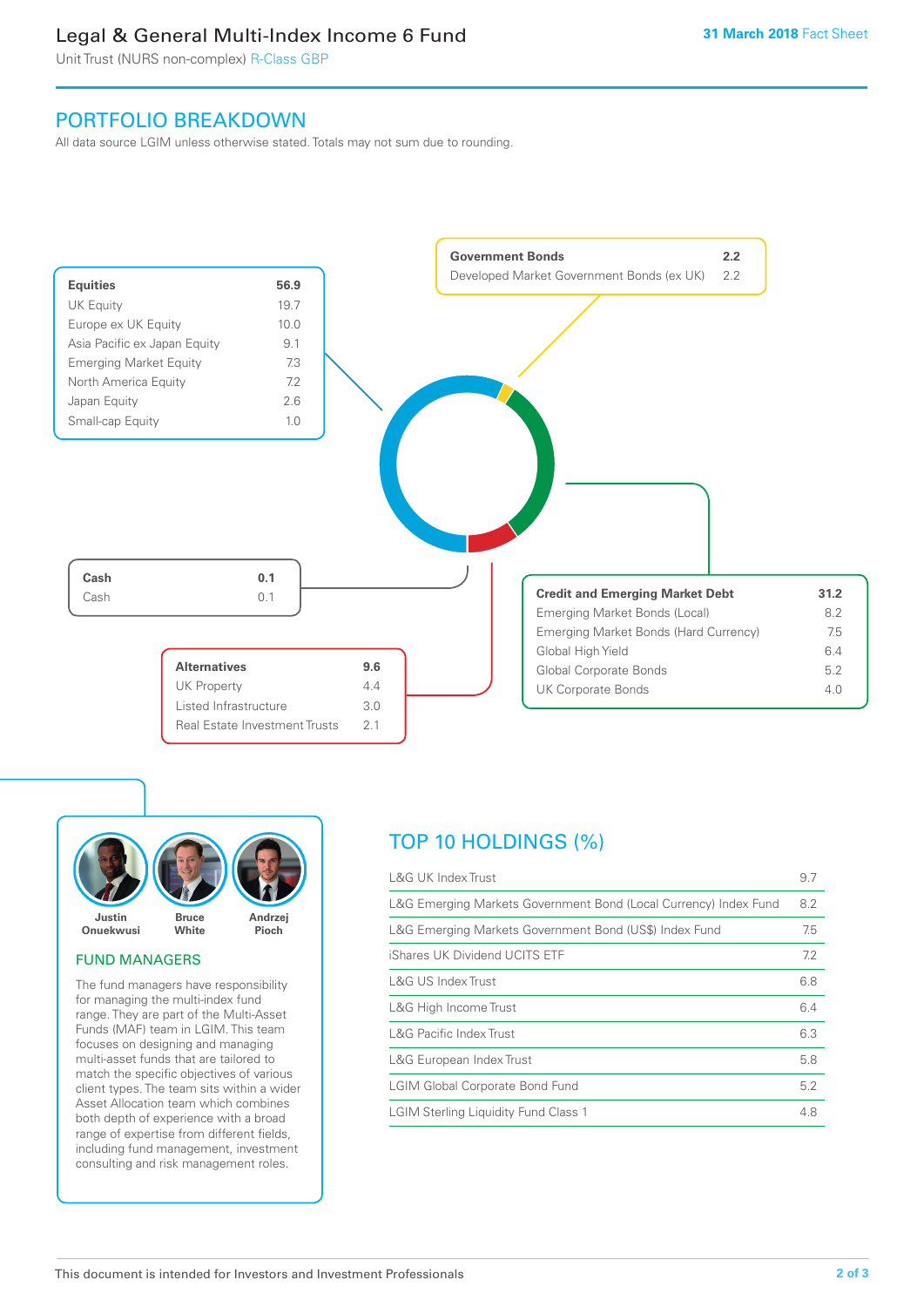## PORTFOLIO BREAKDOWN

All data source LGIM unless otherwise stated. Totals may not sum due to rounding.

| Equities | 56.9 |
|---|---|
| UK Equity | 19.7 |
| Europe ex UK Equity | 10.0 |
| Asia Pacific ex Japan Equity | 9.1 |
| Emerging Market Equity | 7.3 |
| North America Equity | 7.2 |
| Japan Equity | 2.6 |
| Small-cap Equity | 1.0 |

| Government Bonds | 2.2 |
|---|---|
| Developed Market Government Bonds (ex UK) | 2.2 |

| Cash | 0.1 |
|---|---|
| Cash | 0.1 |

| Credit and Emerging Market Debt | 31.2 |
|---|---|
| Emerging Market Bonds (Local) | 8.2 |
| Emerging Market Bonds (Hard Currency) | 7.5 |
| Global High Yield | 6.4 |
| Global Corporate Bonds | 5.2 |
| UK Corporate Bonds | 4.0 |

| Alternatives | 9.6 |
|---|---|
| UK Property | 4.4 |
| Listed Infrastructure | 3.0 |
| Real Estate Investment Trusts | 2.1 |

Justin Onuekwusi, Bruce White, Andrzej Pioch

### FUND MANAGERS

The fund managers have responsibility for managing the multi-index fund range. They are part of the Multi-Asset Funds (MAF) team in LGIM. This team focuses on designing and managing multi-asset funds that are tailored to match the specific objectives of various client types. The team sits within a wider Asset Allocation team which combines both depth of experience with a broad range of expertise from different fields, including fund management, investment consulting and risk management roles.

## TOP 10 HOLDINGS (%)

| Holding | % |
|---|---|
| L&G UK Index Trust | 9.7 |
| L&G Emerging Markets Government Bond (Local Currency) Index Fund | 8.2 |
| L&G Emerging Markets Government Bond (US$) Index Fund | 7.5 |
| iShares UK Dividend UCITS ETF | 7.2 |
| L&G US Index Trust | 6.8 |
| L&G High Income Trust | 6.4 |
| L&G Pacific Index Trust | 6.3 |
| L&G European Index Trust | 5.8 |
| LGIM Global Corporate Bond Fund | 5.2 |
| LGIM Sterling Liquidity Fund Class 1 | 4.8 |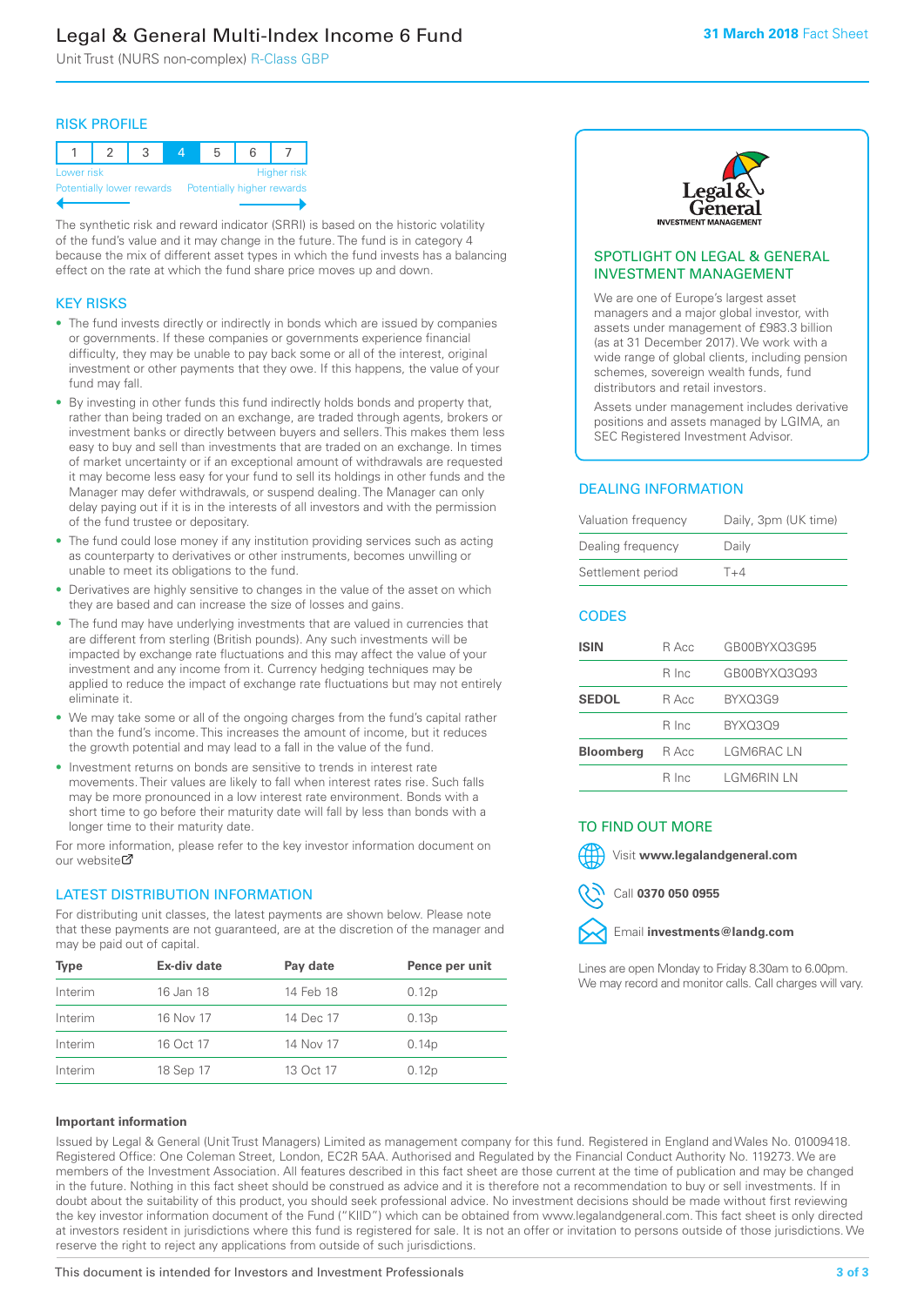# Legal & General Multi-Index Income 6 Fund

Unit Trust (NURS non-complex) R-Class GBP

**31 March 2018** Fact Sheet

## RISK PROFILE

| 1 | 2 | 3 | 4 | 5 | 6 | 7 |
|---|---|---|---|---|---|---|

Lower risk — Higher risk

Potentially lower rewards — Potentially higher rewards

The synthetic risk and reward indicator (SRRI) is based on the historic volatility of the fund's value and it may change in the future. The fund is in category 4 because the mix of different asset types in which the fund invests has a balancing effect on the rate at which the fund share price moves up and down.

## KEY RISKS

- The fund invests directly or indirectly in bonds which are issued by companies or governments. If these companies or governments experience financial difficulty, they may be unable to pay back some or all of the interest, original investment or other payments that they owe. If this happens, the value of your fund may fall.
- By investing in other funds this fund indirectly holds bonds and property that, rather than being traded on an exchange, are traded through agents, brokers or investment banks or directly between buyers and sellers. This makes them less easy to buy and sell than investments that are traded on an exchange. In times of market uncertainty or if an exceptional amount of withdrawals are requested it may become less easy for your fund to sell its holdings in other funds and the Manager may defer withdrawals, or suspend dealing. The Manager can only delay paying out if it is in the interests of all investors and with the permission of the fund trustee or depositary.
- The fund could lose money if any institution providing services such as acting as counterparty to derivatives or other instruments, becomes unwilling or unable to meet its obligations to the fund.
- Derivatives are highly sensitive to changes in the value of the asset on which they are based and can increase the size of losses and gains.
- The fund may have underlying investments that are valued in currencies that are different from sterling (British pounds). Any such investments will be impacted by exchange rate fluctuations and this may affect the value of your investment and any income from it. Currency hedging techniques may be applied to reduce the impact of exchange rate fluctuations but may not entirely eliminate it.
- We may take some or all of the ongoing charges from the fund's capital rather than the fund's income. This increases the amount of income, but it reduces the growth potential and may lead to a fall in the value of the fund.
- Investment returns on bonds are sensitive to trends in interest rate movements. Their values are likely to fall when interest rates rise. Such falls may be more pronounced in a low interest rate environment. Bonds with a short time to go before their maturity date will fall by less than bonds with a longer time to their maturity date.

For more information, please refer to the key investor information document on our website

## LATEST DISTRIBUTION INFORMATION

For distributing unit classes, the latest payments are shown below. Please note that these payments are not guaranteed, are at the discretion of the manager and may be paid out of capital.

| Type | Ex-div date | Pay date | Pence per unit |
|---|---|---|---|
| Interim | 16 Jan 18 | 14 Feb 18 | 0.12p |
| Interim | 16 Nov 17 | 14 Dec 17 | 0.13p |
| Interim | 16 Oct 17 | 14 Nov 17 | 0.14p |
| Interim | 18 Sep 17 | 13 Oct 17 | 0.12p |

## SPOTLIGHT ON LEGAL & GENERAL INVESTMENT MANAGEMENT

We are one of Europe's largest asset managers and a major global investor, with assets under management of £983.3 billion (as at 31 December 2017). We work with a wide range of global clients, including pension schemes, sovereign wealth funds, fund distributors and retail investors.

Assets under management includes derivative positions and assets managed by LGIMA, an SEC Registered Investment Advisor.

## DEALING INFORMATION

| | |
|---|---|
| Valuation frequency | Daily, 3pm (UK time) |
| Dealing frequency | Daily |
| Settlement period | T+4 |

## CODES

| | | |
|---|---|---|
| **ISIN** | R Acc | GB00BYXQ3G95 |
| | R Inc | GB00BYXQ3Q93 |
| **SEDOL** | R Acc | BYXQ3G9 |
| | R Inc | BYXQ3Q9 |
| **Bloomberg** | R Acc | LGM6RAC LN |
| | R Inc | LGM6RIN LN |

## TO FIND OUT MORE

Visit **www.legalandgeneral.com**

Call **0370 050 0955**

Email **investments@landg.com**

Lines are open Monday to Friday 8.30am to 6.00pm. We may record and monitor calls. Call charges will vary.

### Important information

Issued by Legal & General (Unit Trust Managers) Limited as management company for this fund. Registered in England and Wales No. 01009418. Registered Office: One Coleman Street, London, EC2R 5AA. Authorised and Regulated by the Financial Conduct Authority No. 119273. We are members of the Investment Association. All features described in this fact sheet are those current at the time of publication and may be changed in the future. Nothing in this fact sheet should be construed as advice and it is therefore not a recommendation to buy or sell investments. If in doubt about the suitability of this product, you should seek professional advice. No investment decisions should be made without first reviewing the key investor information document of the Fund ("KIID") which can be obtained from www.legalandgeneral.com. This fact sheet is only directed at investors resident in jurisdictions where this fund is registered for sale. It is not an offer or invitation to persons outside of those jurisdictions. We reserve the right to reject any applications from outside of such jurisdictions.

This document is intended for Investors and Investment Professionals